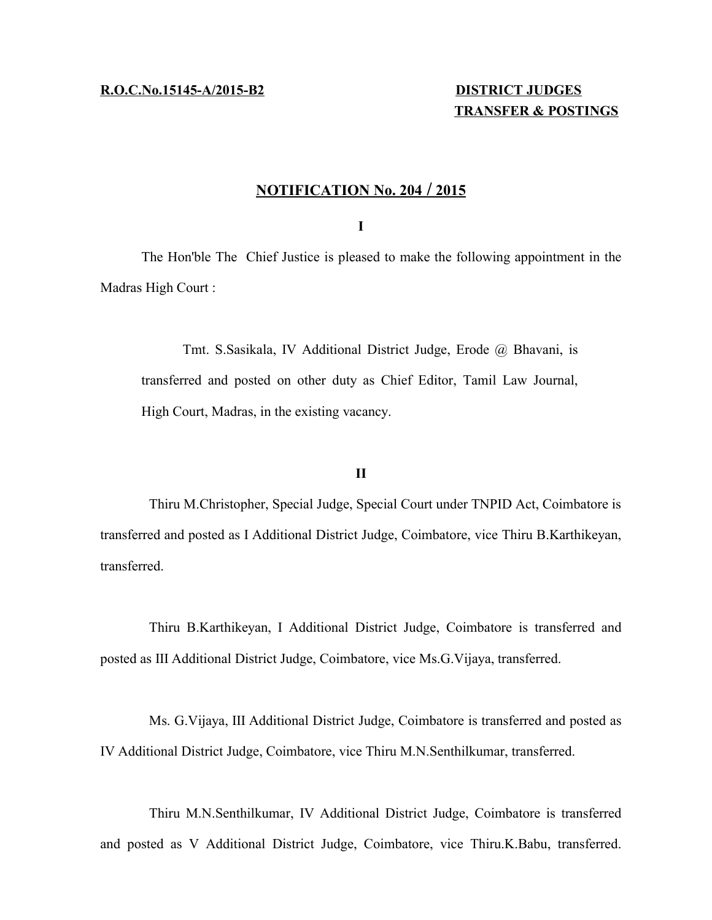**R.O.C.No.15145-A/2015-B2**

**DISTRICT JUDGES**
**TRANSFER & POSTINGS**

## NOTIFICATION No. 204 / 2015

**I**

The Hon'ble The Chief Justice is pleased to make the following appointment in the Madras High Court :

> Tmt. S.Sasikala, IV Additional District Judge, Erode @ Bhavani, is transferred and posted on other duty as Chief Editor, Tamil Law Journal, High Court, Madras, in the existing vacancy.

**II**

Thiru M.Christopher, Special Judge, Special Court under TNPID Act, Coimbatore is transferred and posted as I Additional District Judge, Coimbatore, vice Thiru B.Karthikeyan, transferred.

Thiru B.Karthikeyan, I Additional District Judge, Coimbatore is transferred and posted as III Additional District Judge, Coimbatore, vice Ms.G.Vijaya, transferred.

Ms. G.Vijaya, III Additional District Judge, Coimbatore is transferred and posted as IV Additional District Judge, Coimbatore, vice Thiru M.N.Senthilkumar, transferred.

Thiru M.N.Senthilkumar, IV Additional District Judge, Coimbatore is transferred and posted as V Additional District Judge, Coimbatore, vice Thiru.K.Babu, transferred.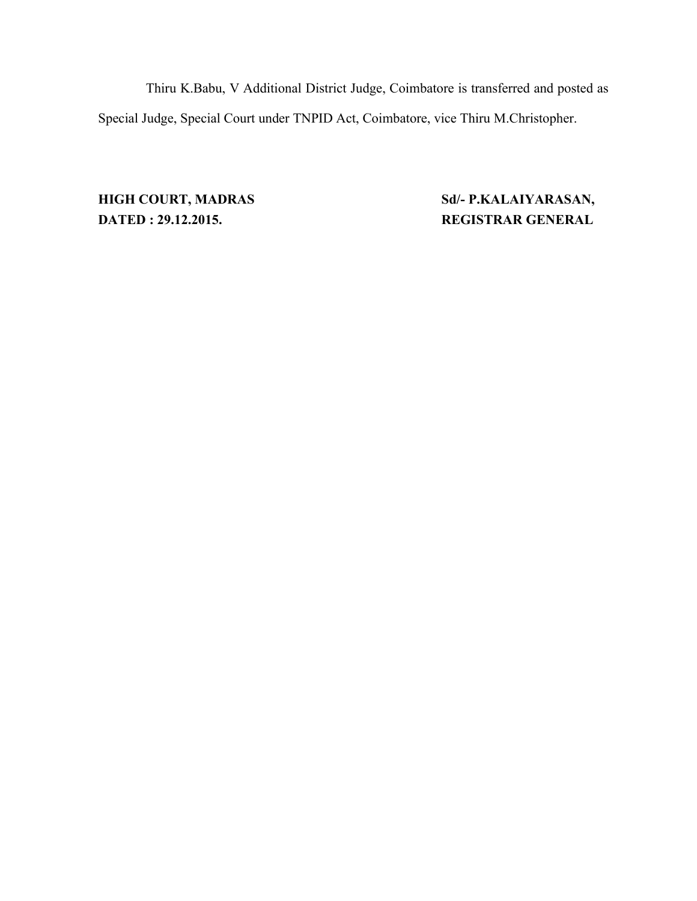Thiru K.Babu, V Additional District Judge, Coimbatore is transferred and posted as Special Judge, Special Court under TNPID Act, Coimbatore, vice Thiru M.Christopher.

**HIGH COURT, MADRAS**
**DATED : 29.12.2015.**

**Sd/- P.KALAIYARASAN,**
**REGISTRAR GENERAL**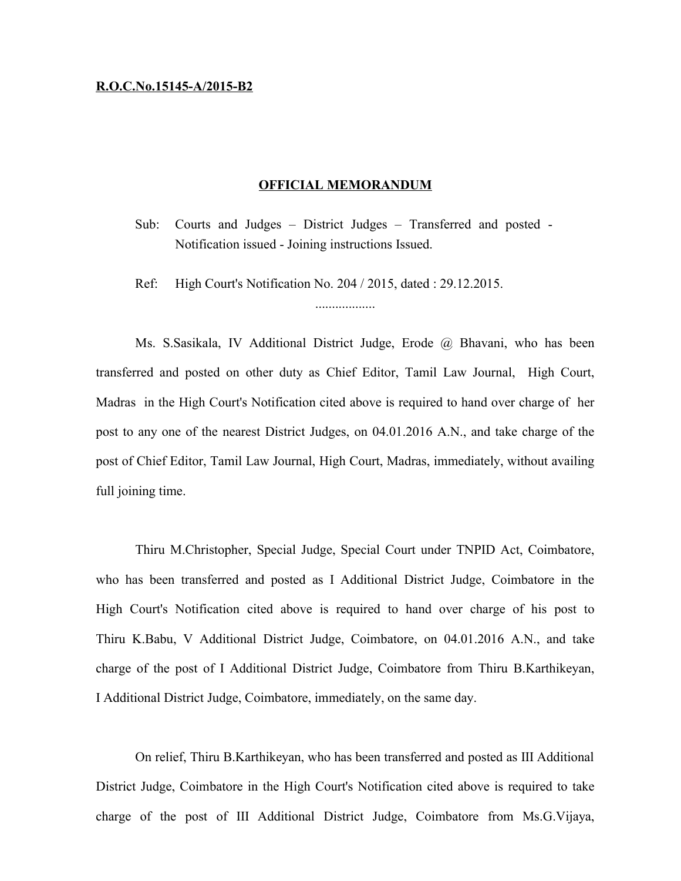**R.O.C.No.15145-A/2015-B2**

**OFFICIAL MEMORANDUM**

Sub: Courts and Judges – District Judges – Transferred and posted - Notification issued - Joining instructions Issued.

Ref: High Court's Notification No. 204 / 2015, dated : 29.12.2015.

..................

Ms. S.Sasikala, IV Additional District Judge, Erode @ Bhavani, who has been transferred and posted on other duty as Chief Editor, Tamil Law Journal, High Court, Madras in the High Court's Notification cited above is required to hand over charge of her post to any one of the nearest District Judges, on 04.01.2016 A.N., and take charge of the post of Chief Editor, Tamil Law Journal, High Court, Madras, immediately, without availing full joining time.

Thiru M.Christopher, Special Judge, Special Court under TNPID Act, Coimbatore, who has been transferred and posted as I Additional District Judge, Coimbatore in the High Court's Notification cited above is required to hand over charge of his post to Thiru K.Babu, V Additional District Judge, Coimbatore, on 04.01.2016 A.N., and take charge of the post of I Additional District Judge, Coimbatore from Thiru B.Karthikeyan, I Additional District Judge, Coimbatore, immediately, on the same day.

On relief, Thiru B.Karthikeyan, who has been transferred and posted as III Additional District Judge, Coimbatore in the High Court's Notification cited above is required to take charge of the post of III Additional District Judge, Coimbatore from Ms.G.Vijaya,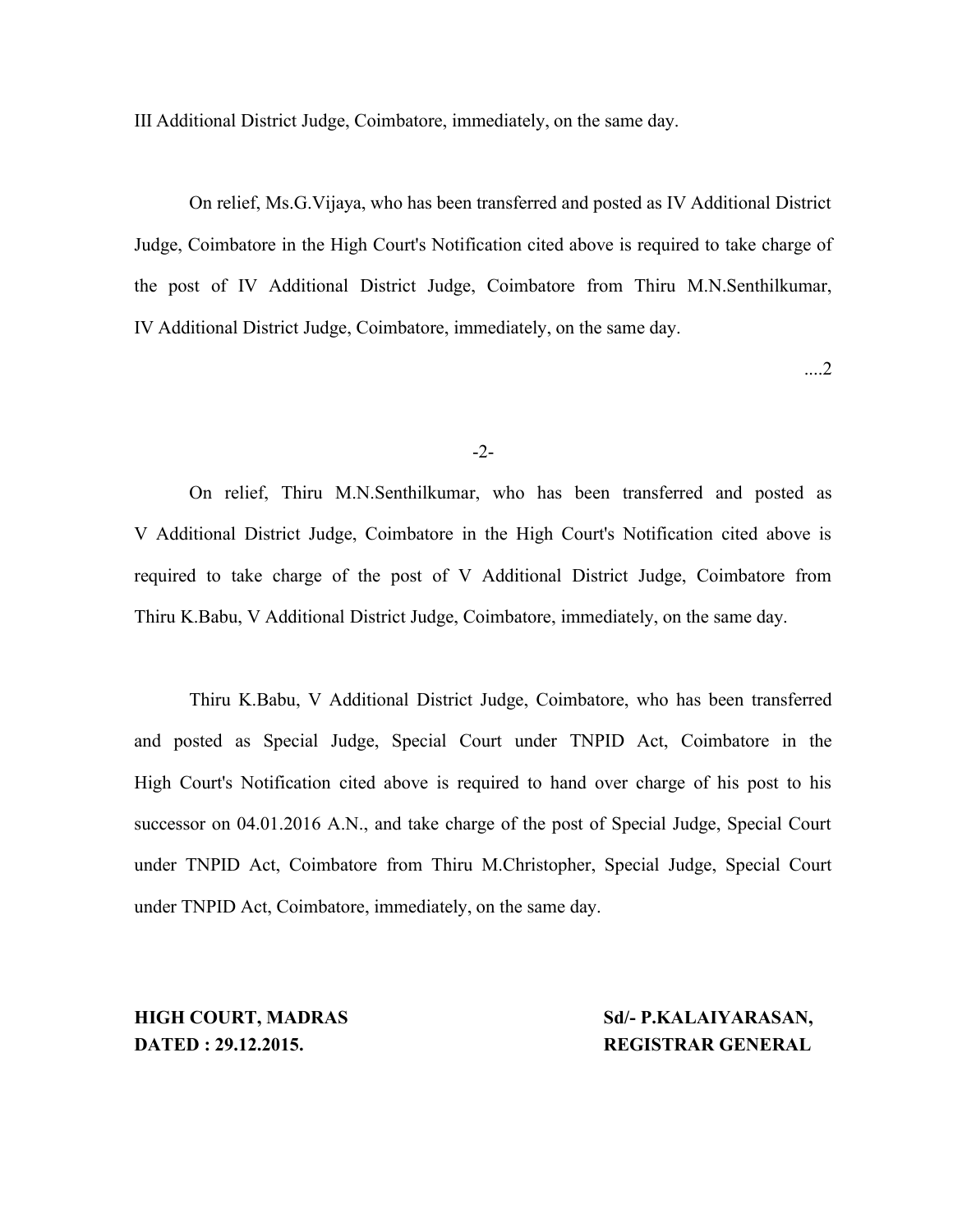III Additional District Judge, Coimbatore, immediately, on the same day.

On relief, Ms.G.Vijaya, who has been transferred and posted as IV Additional District Judge, Coimbatore in the High Court's Notification cited above is required to take charge of the post of IV Additional District Judge, Coimbatore from Thiru M.N.Senthilkumar, IV Additional District Judge, Coimbatore, immediately, on the same day.

On relief, Thiru M.N.Senthilkumar, who has been transferred and posted as V Additional District Judge, Coimbatore in the High Court's Notification cited above is required to take charge of the post of V Additional District Judge, Coimbatore from Thiru K.Babu, V Additional District Judge, Coimbatore, immediately, on the same day.

Thiru K.Babu, V Additional District Judge, Coimbatore, who has been transferred and posted as Special Judge, Special Court under TNPID Act, Coimbatore in the High Court's Notification cited above is required to hand over charge of his post to his successor on 04.01.2016 A.N., and take charge of the post of Special Judge, Special Court under TNPID Act, Coimbatore from Thiru M.Christopher, Special Judge, Special Court under TNPID Act, Coimbatore, immediately, on the same day.

**HIGH COURT, MADRAS**
**DATED : 29.12.2015.**

**Sd/- P.KALAIYARASAN,**
**REGISTRAR GENERAL**